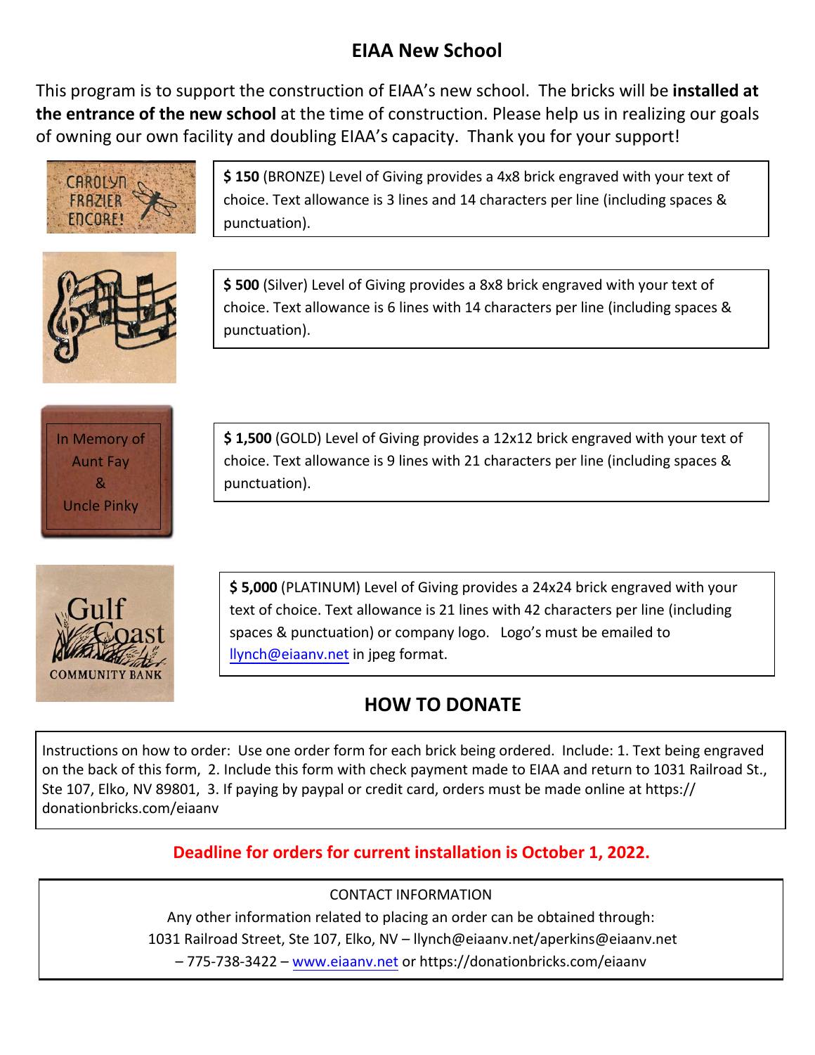# EIAA New School

This program is to support the construction of EIAA's new school. The bricks will be **installed at the entrance of the new school** at the time of construction. Please help us in realizing our goals of owning our own facility and doubling EIAA's capacity. Thank you for your support!

**$ 150** (BRONZE) Level of Giving provides a 4x8 brick engraved with your text of choice. Text allowance is 3 lines and 14 characters per line (including spaces & punctuation).

**$ 500** (Silver) Level of Giving provides a 8x8 brick engraved with your text of choice. Text allowance is 6 lines with 14 characters per line (including spaces & punctuation).

**$ 1,500** (GOLD) Level of Giving provides a 12x12 brick engraved with your text of choice. Text allowance is 9 lines with 21 characters per line (including spaces & punctuation).

**$ 5,000** (PLATINUM) Level of Giving provides a 24x24 brick engraved with your text of choice. Text allowance is 21 lines with 42 characters per line (including spaces & punctuation) or company logo. Logo's must be emailed to llynch@eiaanv.net in jpeg format.

## HOW TO DONATE

Instructions on how to order: Use one order form for each brick being ordered. Include: 1. Text being engraved on the back of this form, 2. Include this form with check payment made to EIAA and return to 1031 Railroad St., Ste 107, Elko, NV 89801, 3. If paying by paypal or credit card, orders must be made online at https://donationbricks.com/eiaanv

**Deadline for orders for current installation is October 1, 2022.**

CONTACT INFORMATION

Any other information related to placing an order can be obtained through:
1031 Railroad Street, Ste 107, Elko, NV – llynch@eiaanv.net/aperkins@eiaanv.net
– 775-738-3422 – www.eiaanv.net or https://donationbricks.com/eiaanv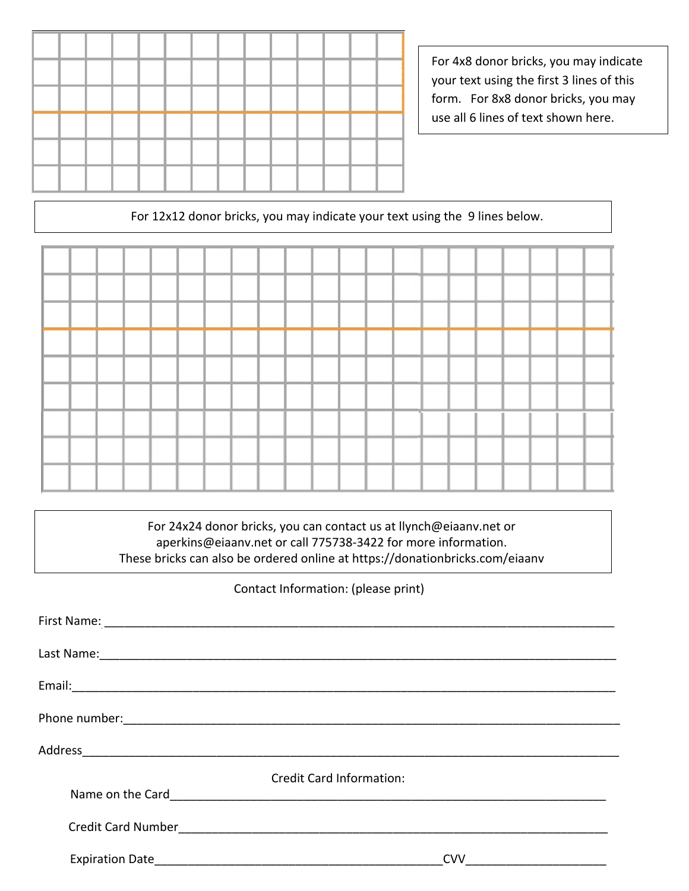| | | | | | | | | | | | | | |
|---|---|---|---|---|---|---|---|---|---|---|---|---|---|
| | | | | | | | | | | | | | |
| | | | | | | | | | | | | | |
| | | | | | | | | | | | | | |
| | | | | | | | | | | | | | |
| | | | | | | | | | | | | | |
| | | | | | | | | | | | | | |

For 4x8 donor bricks, you may indicate your text using the first 3 lines of this form. For 8x8 donor bricks, you may use all 6 lines of text shown here.

For 12x12 donor bricks, you may indicate your text using the 9 lines below.

| | | | | | | | | | | | | | | | | | | | | |
|---|---|---|---|---|---|---|---|---|---|---|---|---|---|---|---|---|---|---|---|---|
| | | | | | | | | | | | | | | | | | | | | |
| | | | | | | | | | | | | | | | | | | | | |
| | | | | | | | | | | | | | | | | | | | | |
| | | | | | | | | | | | | | | | | | | | | |
| | | | | | | | | | | | | | | | | | | | | |
| | | | | | | | | | | | | | | | | | | | | |
| | | | | | | | | | | | | | | | | | | | | |
| | | | | | | | | | | | | | | | | | | | | |
| | | | | | | | | | | | | | | | | | | | | |

For 24x24 donor bricks, you can contact us at llynch@eiaanv.net or aperkins@eiaanv.net or call 775738-3422 for more information.
These bricks can also be ordered online at https://donationbricks.com/eiaanv

Contact Information: (please print)

First Name: ____________________________________________________________________________

Last Name:_____________________________________________________________________________

Email:_________________________________________________________________________________

Phone number:__________________________________________________________________________

Address_______________________________________________________________________________

Credit Card Information:

Name on the Card_____________________________________________________________________

Credit Card Number___________________________________________________________________

Expiration Date____________________________________________CVV_____________________